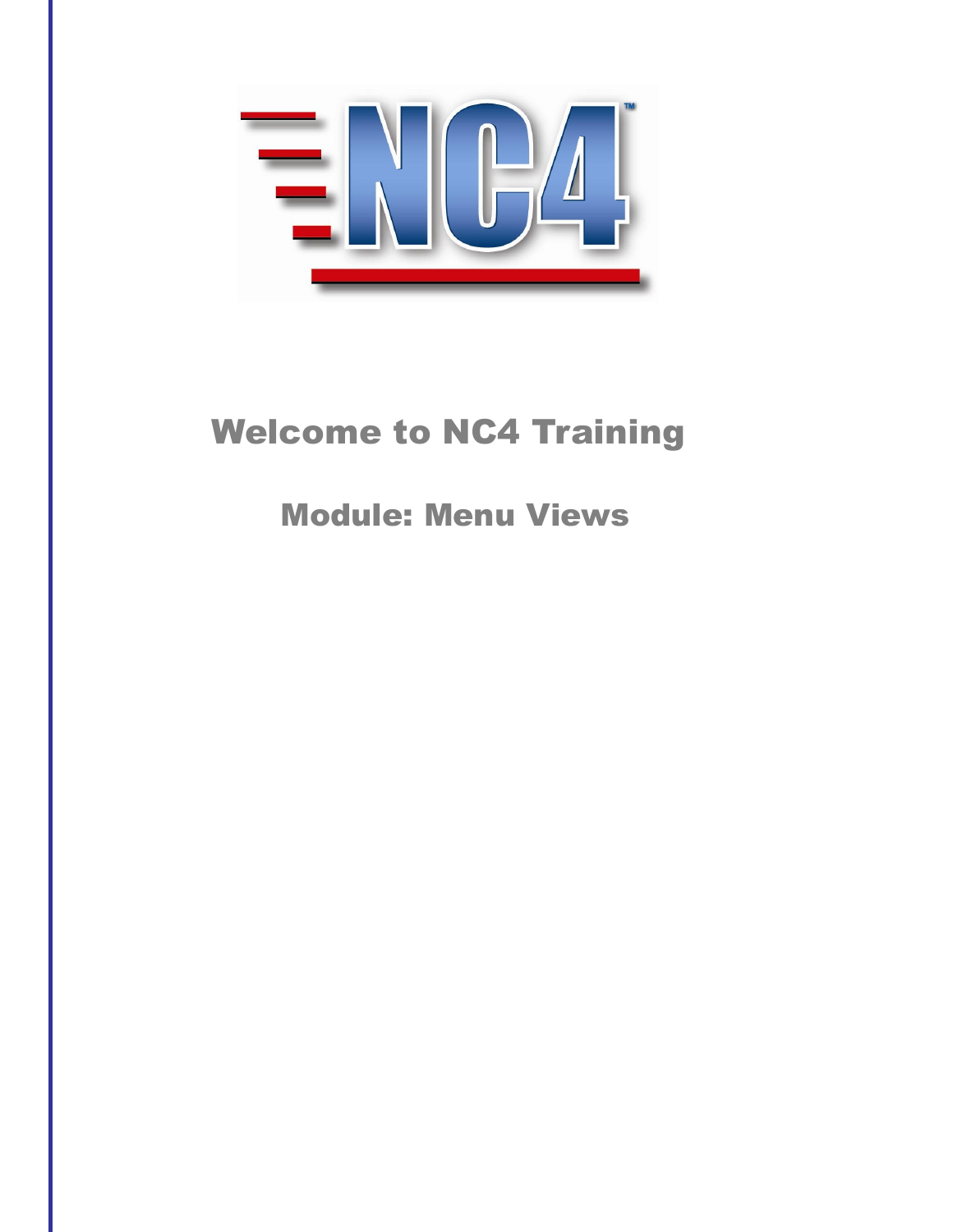# Welcome to NC4 Training

## Module: Menu Views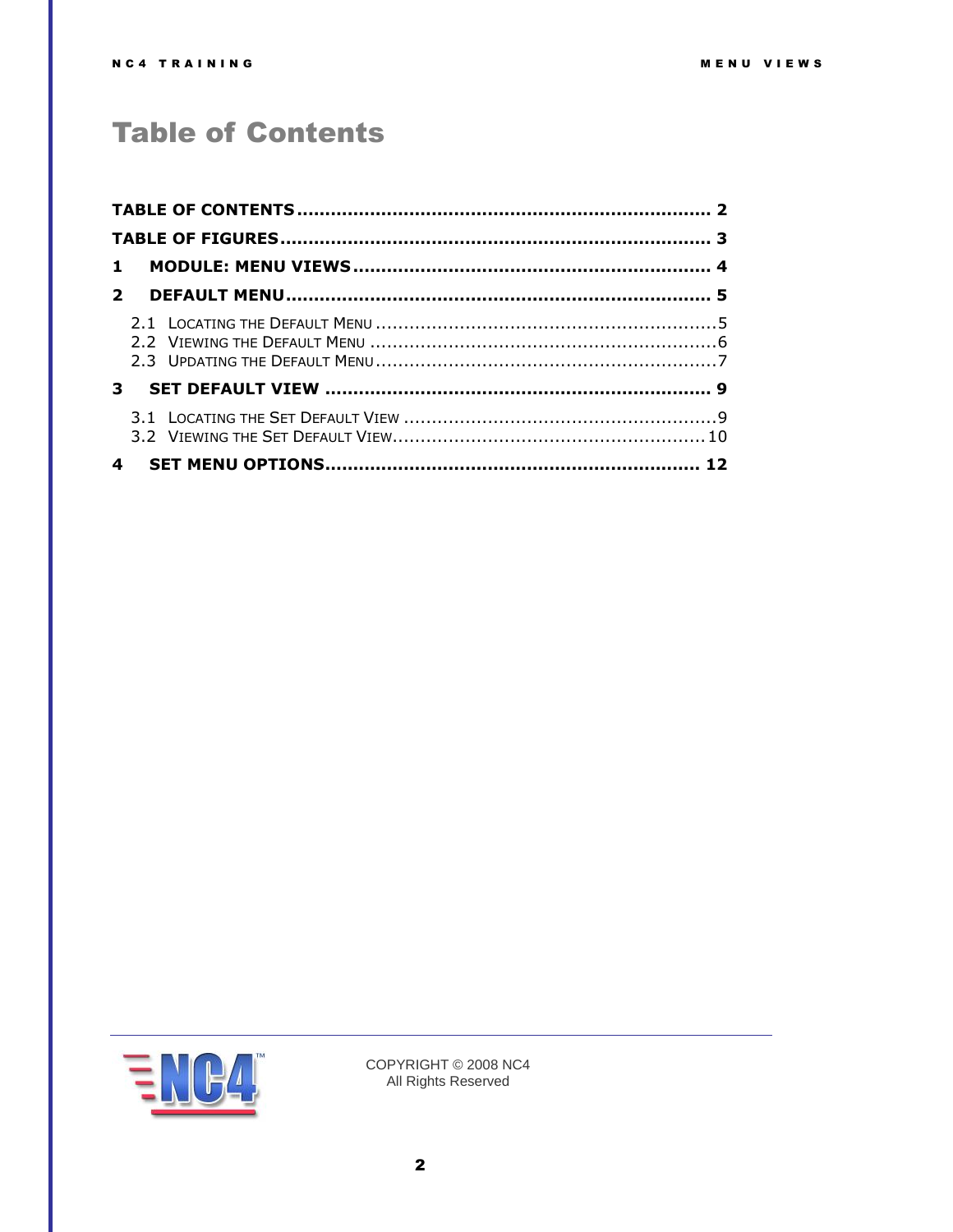# Table of Contents

**TABLE OF CONTENTS** .......... **2**

**TABLE OF FIGURES** .......... **3**

**1 MODULE: MENU VIEWS** .......... **4**

**2 DEFAULT MENU** .......... **5**

- 2.1 Locating the Default Menu .......... 5
- 2.2 Viewing the Default Menu .......... 6
- 2.3 Updating the Default Menu .......... 7

**3 SET DEFAULT VIEW** .......... **9**

- 3.1 Locating the Set Default View .......... 9
- 3.2 Viewing the Set Default View .......... 10

**4 SET MENU OPTIONS** .......... **12**

COPYRIGHT © 2008 NC4
All Rights Reserved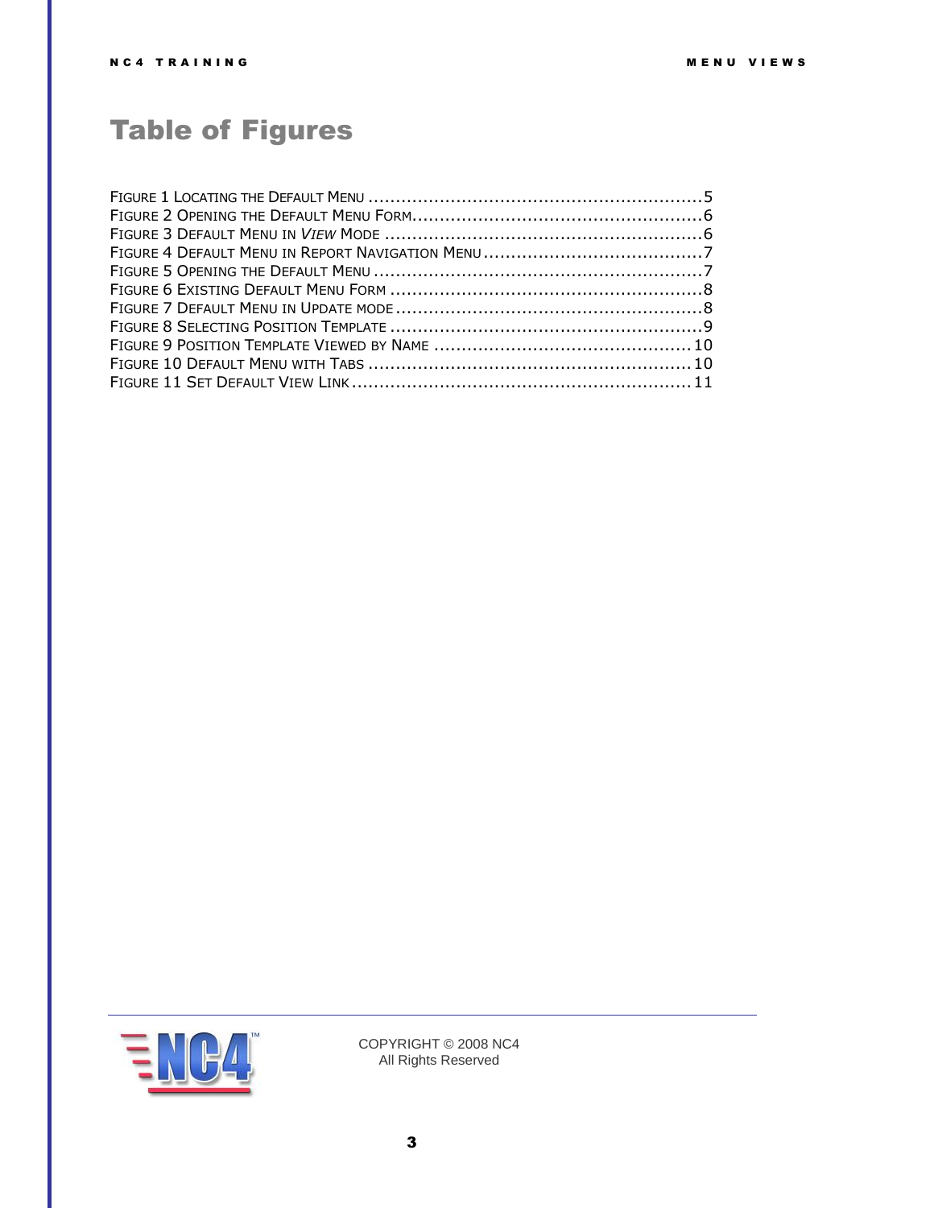# Table of Figures

FIGURE 1 LOCATING THE DEFAULT MENU .............................................................5
FIGURE 2 OPENING THE DEFAULT MENU FORM....................................................6
FIGURE 3 DEFAULT MENU IN *VIEW* MODE ..........................................................6
FIGURE 4 DEFAULT MENU IN REPORT NAVIGATION MENU........................................7
FIGURE 5 OPENING THE DEFAULT MENU ...........................................................7
FIGURE 6 EXISTING DEFAULT MENU FORM .........................................................8
FIGURE 7 DEFAULT MENU IN UPDATE MODE........................................................8
FIGURE 8 SELECTING POSITION TEMPLATE ........................................................9
FIGURE 9 POSITION TEMPLATE VIEWED BY NAME ...............................................10
FIGURE 10 DEFAULT MENU WITH TABS ...........................................................10
FIGURE 11 SET DEFAULT VIEW LINK..............................................................11

COPYRIGHT © 2008 NC4
All Rights Reserved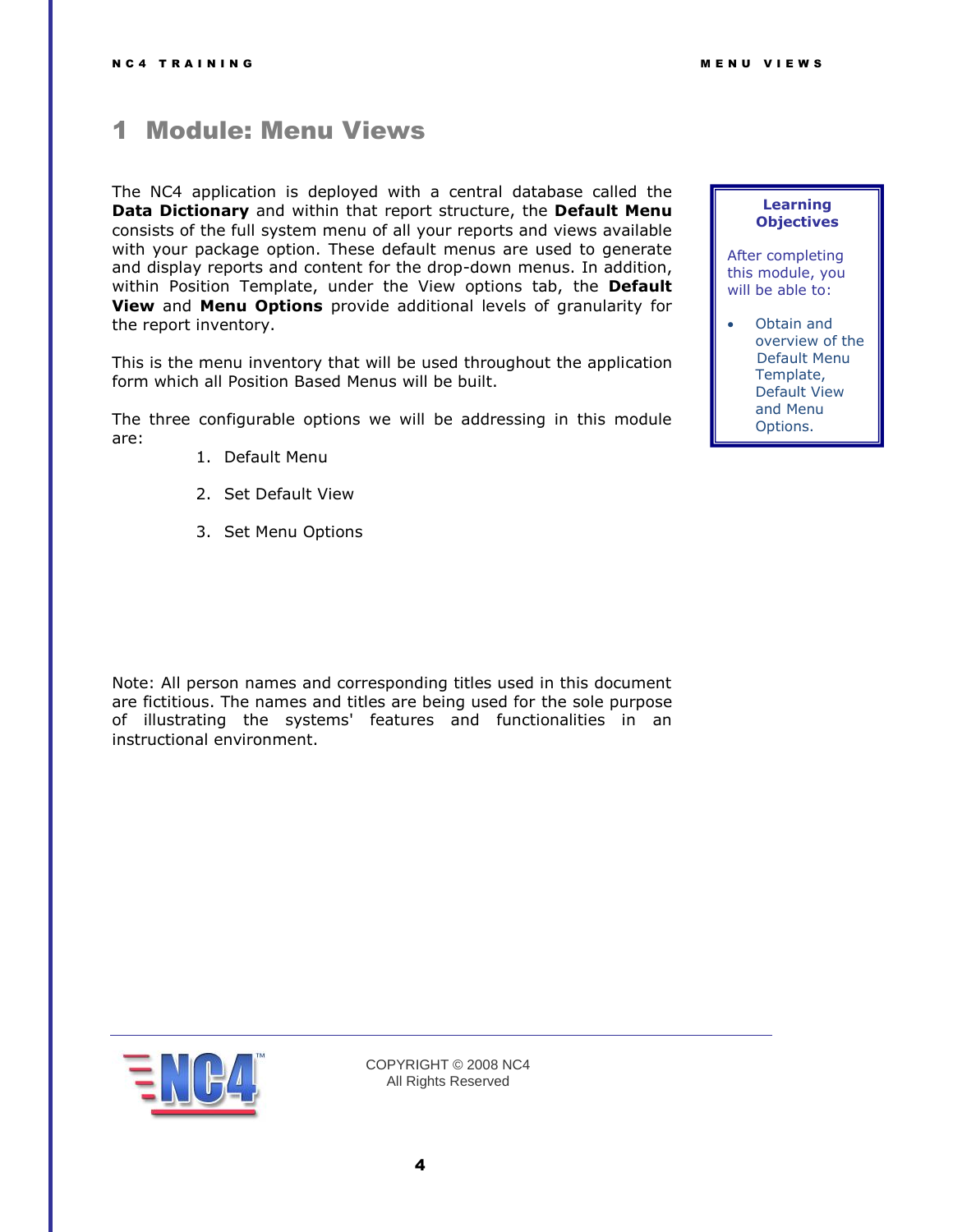# 1 Module: Menu Views

The NC4 application is deployed with a central database called the **Data Dictionary** and within that report structure, the **Default Menu** consists of the full system menu of all your reports and views available with your package option. These default menus are used to generate and display reports and content for the drop-down menus. In addition, within Position Template, under the View options tab, the **Default View** and **Menu Options** provide additional levels of granularity for the report inventory.

This is the menu inventory that will be used throughout the application form which all Position Based Menus will be built.

The three configurable options we will be addressing in this module are:

1. Default Menu
2. Set Default View
3. Set Menu Options

**Learning Objectives**

After completing this module, you will be able to:

- Obtain and overview of the Default Menu Template, Default View and Menu Options.

Note: All person names and corresponding titles used in this document are fictitious. The names and titles are being used for the sole purpose of illustrating the systems' features and functionalities in an instructional environment.

COPYRIGHT © 2008 NC4
All Rights Reserved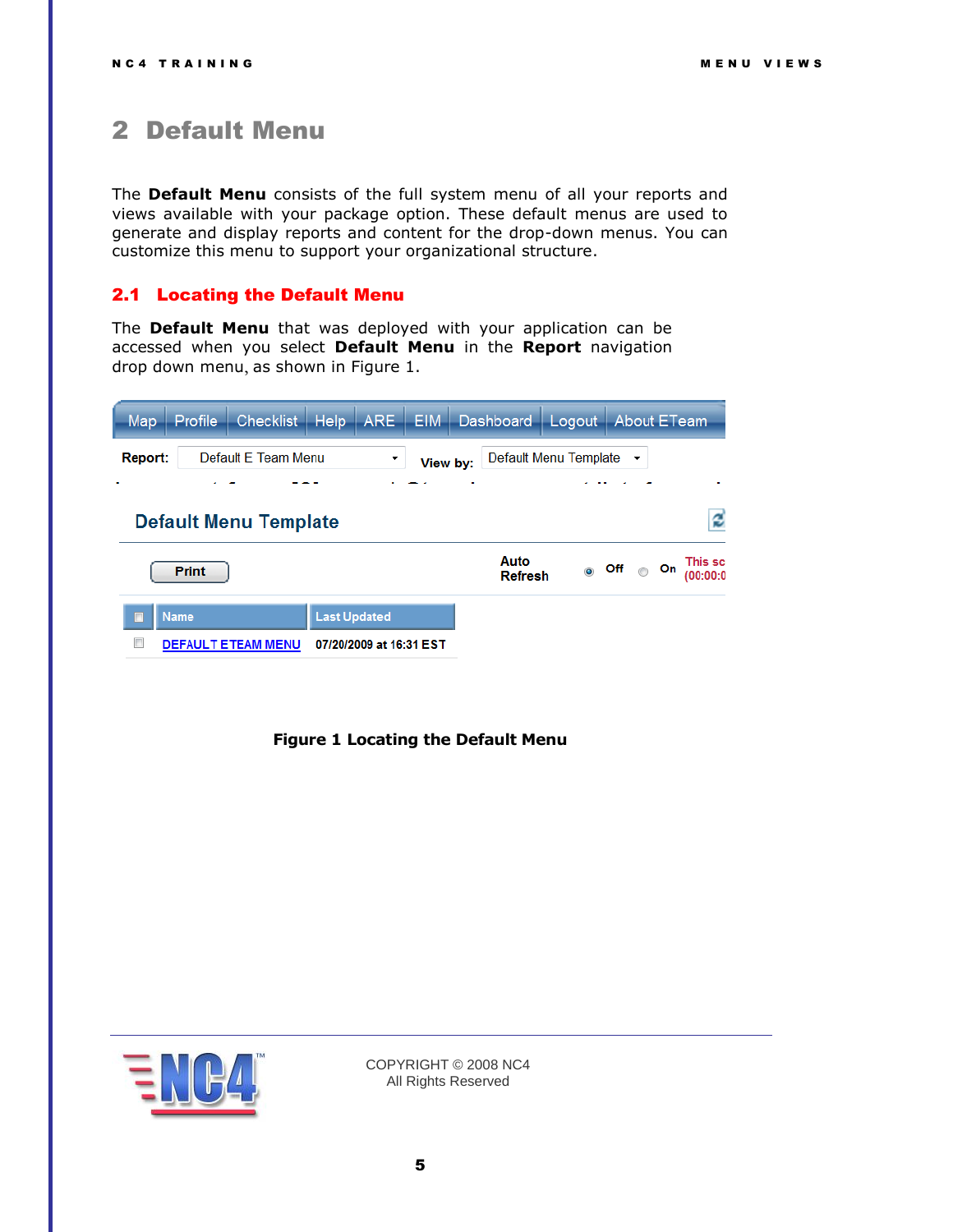# 2 Default Menu

The **Default Menu** consists of the full system menu of all your reports and views available with your package option. These default menus are used to generate and display reports and content for the drop-down menus. You can customize this menu to support your organizational structure.

## 2.1 Locating the Default Menu

The **Default Menu** that was deployed with your application can be accessed when you select **Default Menu** in the **Report** navigation drop down menu, as shown in Figure 1.

**Figure 1 Locating the Default Menu**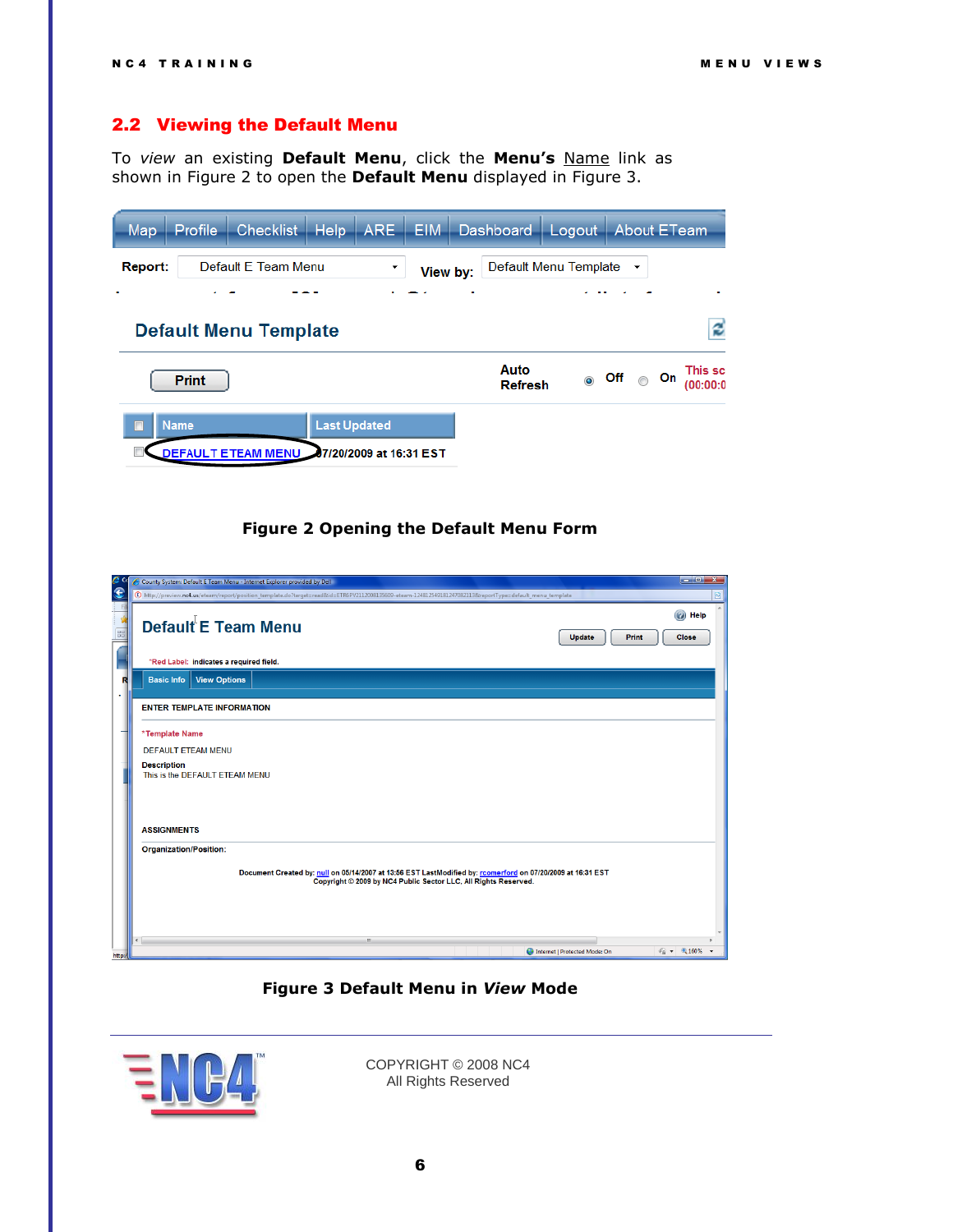## 2.2 Viewing the Default Menu

To *view* an existing **Default Menu**, click the **Menu's** Name link as shown in Figure 2 to open the **Default Menu** displayed in Figure 3.

**Figure 2 Opening the Default Menu Form**

**Figure 3 Default Menu in *View* Mode**

COPYRIGHT © 2008 NC4
All Rights Reserved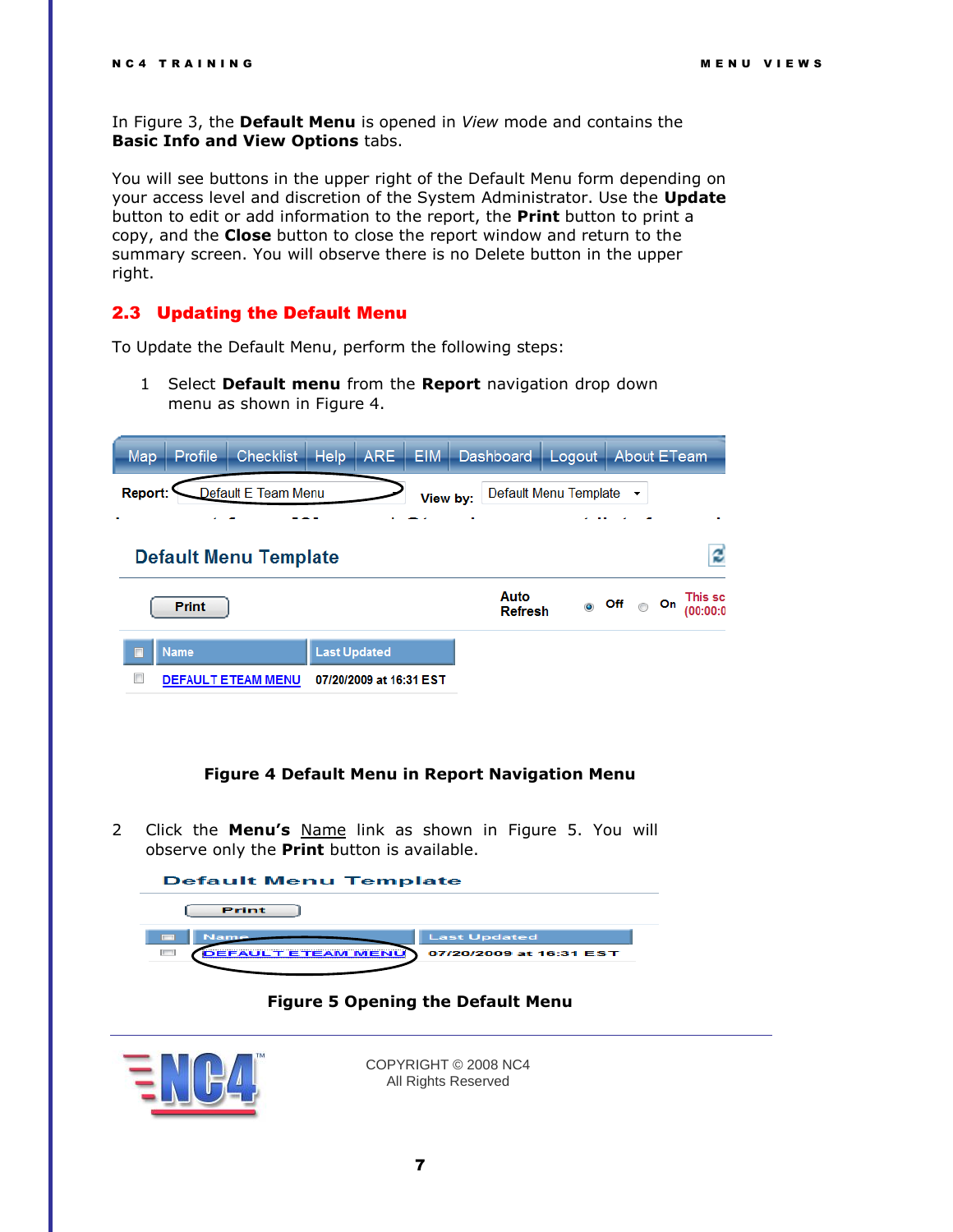In Figure 3, the **Default Menu** is opened in *View* mode and contains the **Basic Info and View Options** tabs.

You will see buttons in the upper right of the Default Menu form depending on your access level and discretion of the System Administrator. Use the **Update** button to edit or add information to the report, the **Print** button to print a copy, and the **Close** button to close the report window and return to the summary screen. You will observe there is no Delete button in the upper right.

## 2.3 Updating the Default Menu

To Update the Default Menu, perform the following steps:

1. Select **Default menu** from the **Report** navigation drop down menu as shown in Figure 4.

**Figure 4 Default Menu in Report Navigation Menu**

2. Click the **Menu's** Name link as shown in Figure 5. You will observe only the **Print** button is available.

**Figure 5 Opening the Default Menu**

COPYRIGHT © 2008 NC4
All Rights Reserved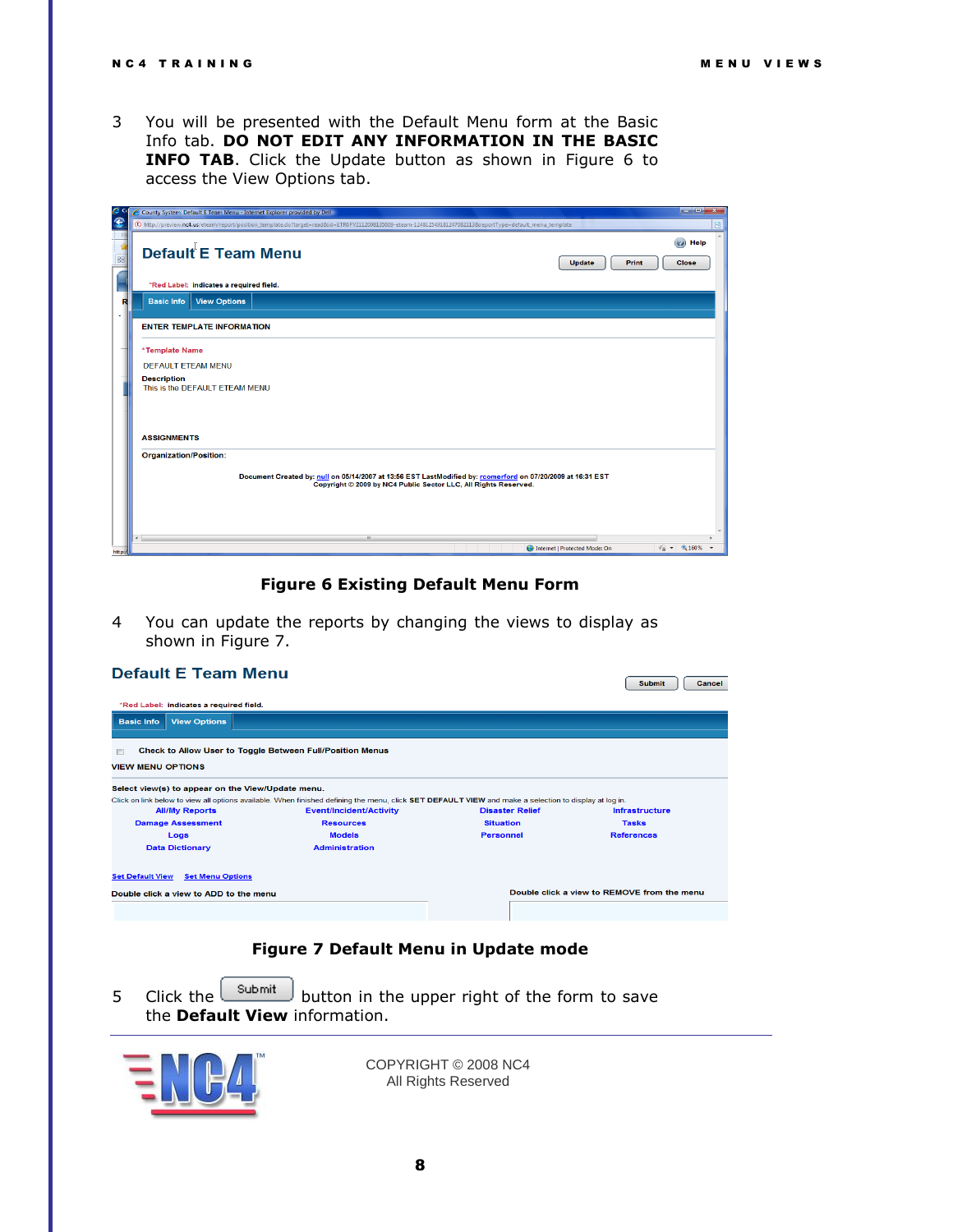3 You will be presented with the Default Menu form at the Basic Info tab. **DO NOT EDIT ANY INFORMATION IN THE BASIC INFO TAB**. Click the Update button as shown in Figure 6 to access the View Options tab.

**Figure 6 Existing Default Menu Form**

4 You can update the reports by changing the views to display as shown in Figure 7.

**Figure 7 Default Menu in Update mode**

5 Click the Submit button in the upper right of the form to save the **Default View** information.

COPYRIGHT © 2008 NC4
All Rights Reserved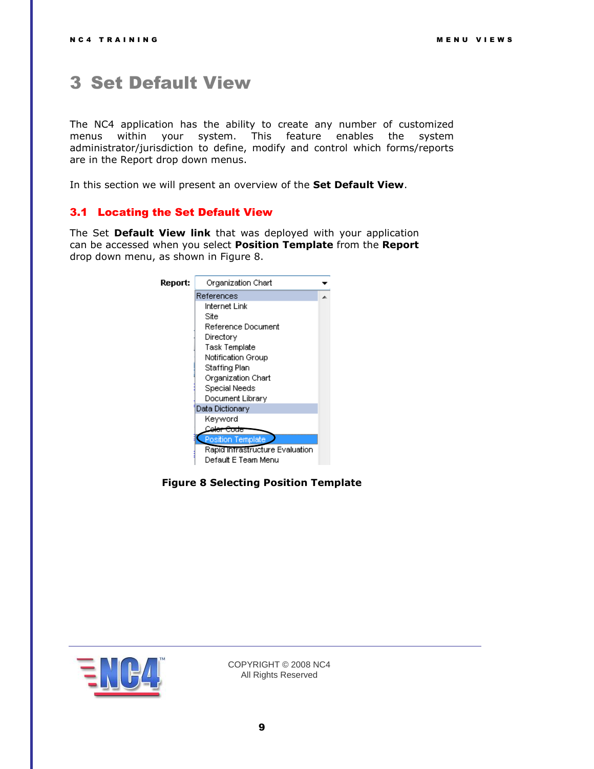# 3 Set Default View

The NC4 application has the ability to create any number of customized menus within your system. This feature enables the system administrator/jurisdiction to define, modify and control which forms/reports are in the Report drop down menus.

In this section we will present an overview of the **Set Default View**.

## 3.1 Locating the Set Default View

The Set **Default View link** that was deployed with your application can be accessed when you select **Position Template** from the **Report** drop down menu, as shown in Figure 8.

**Figure 8 Selecting Position Template**

COPYRIGHT © 2008 NC4
All Rights Reserved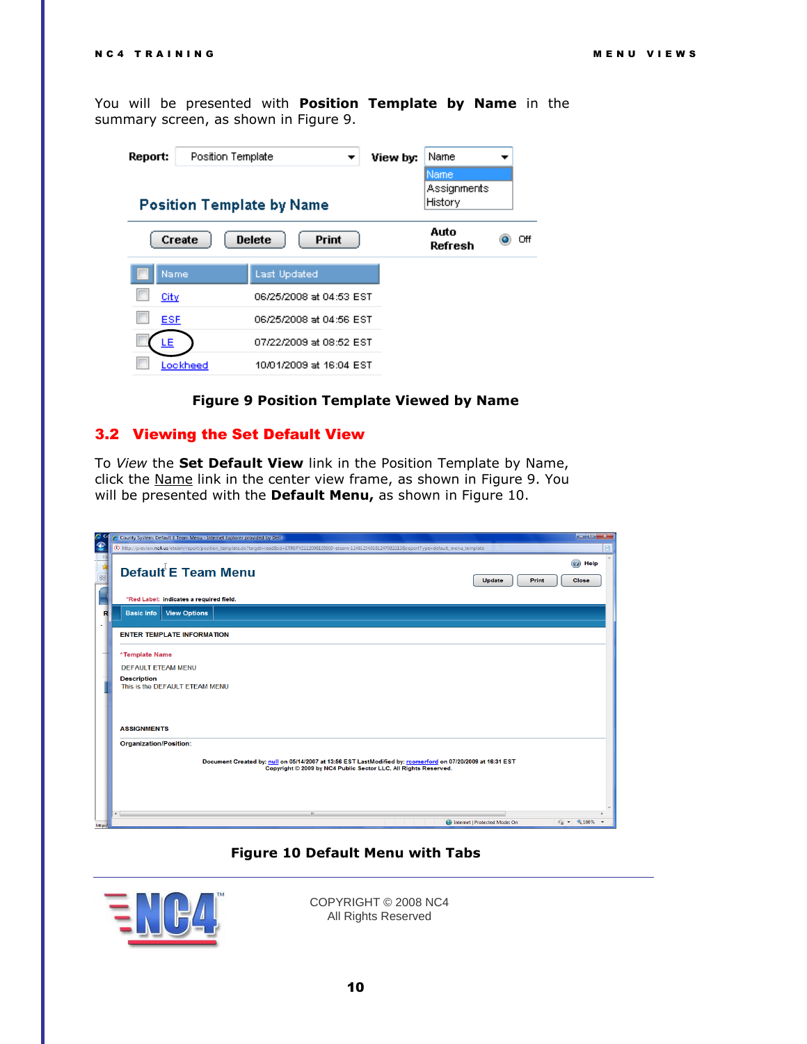You will be presented with **Position Template by Name** in the summary screen, as shown in Figure 9.

**Figure 9 Position Template Viewed by Name**

## 3.2 Viewing the Set Default View

To *View* the **Set Default View** link in the Position Template by Name, click the Name link in the center view frame, as shown in Figure 9. You will be presented with the **Default Menu,** as shown in Figure 10.

**Figure 10 Default Menu with Tabs**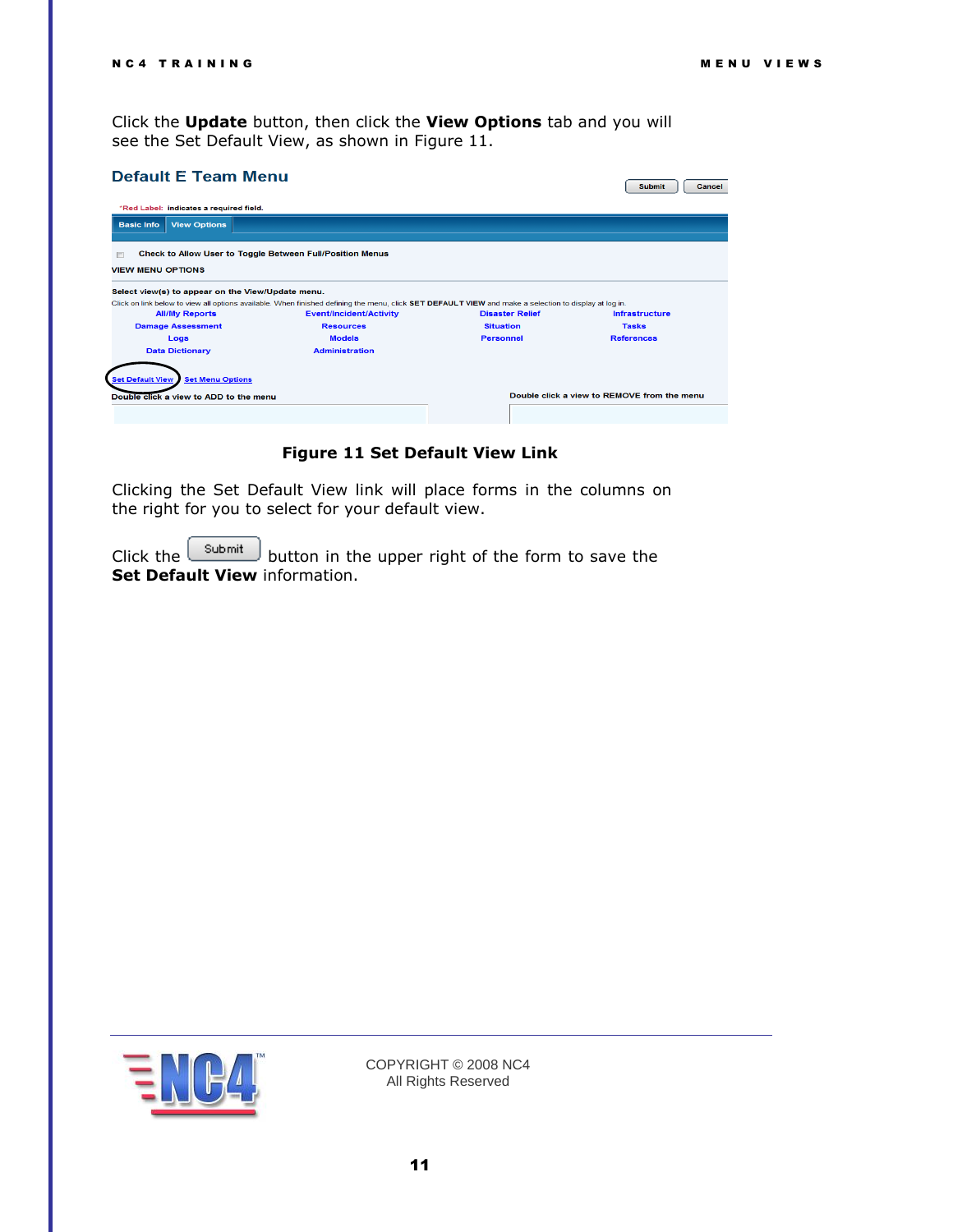Click the **Update** button, then click the **View Options** tab and you will see the Set Default View, as shown in Figure 11.

**Figure 11 Set Default View Link**

Clicking the Set Default View link will place forms in the columns on the right for you to select for your default view.

Click the Submit button in the upper right of the form to save the **Set Default View** information.

COPYRIGHT © 2008 NC4
All Rights Reserved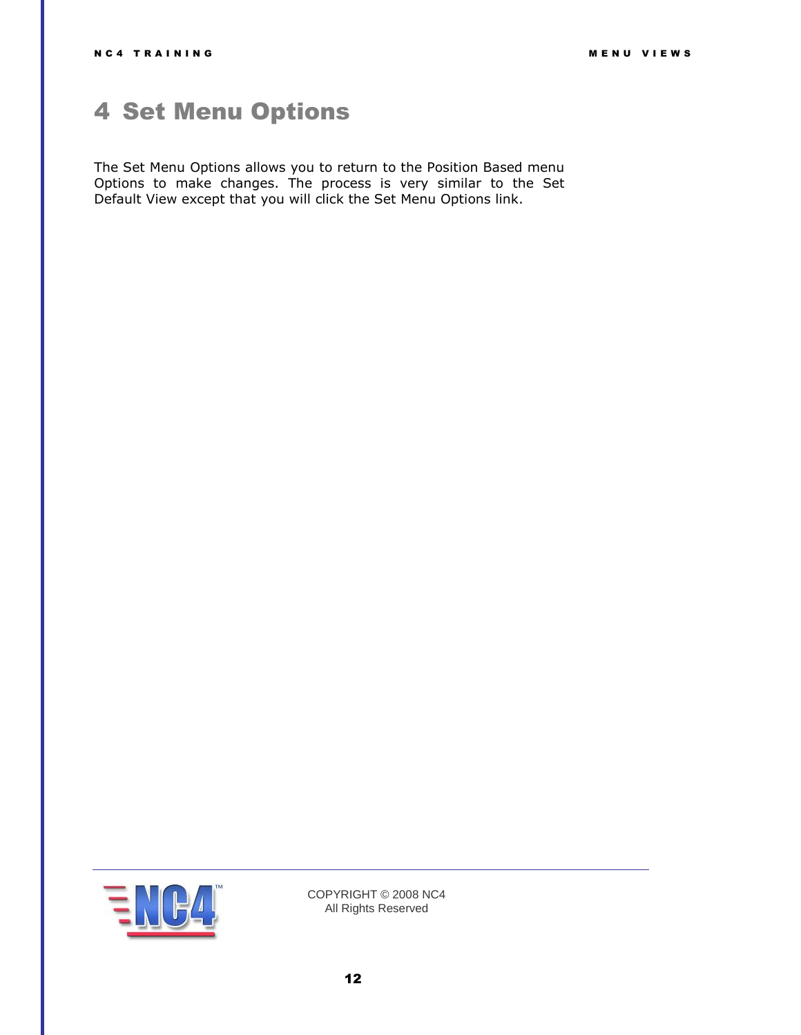# 4 Set Menu Options

The Set Menu Options allows you to return to the Position Based menu Options to make changes. The process is very similar to the Set Default View except that you will click the Set Menu Options link.